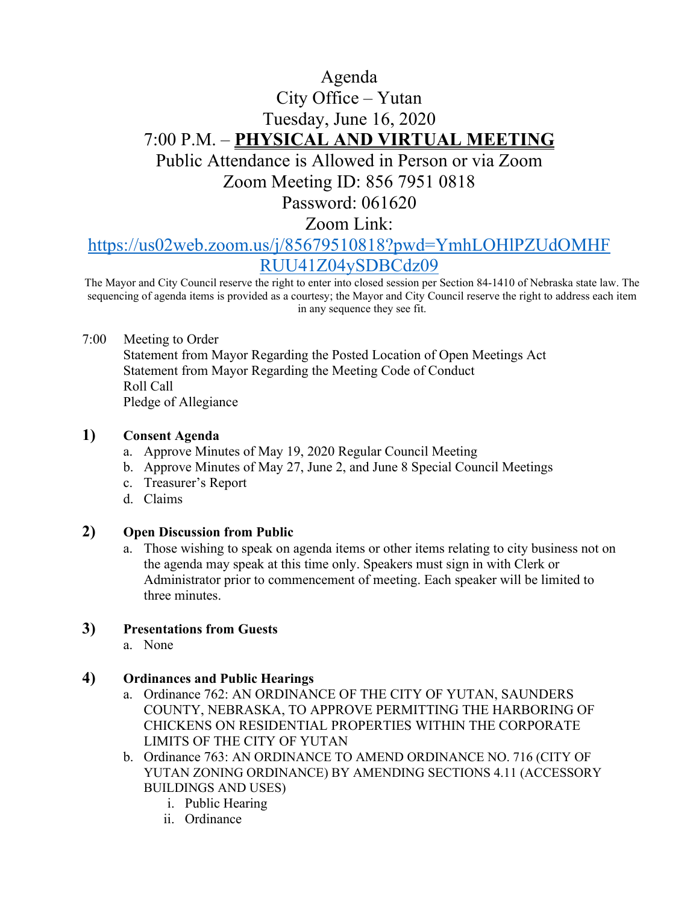# Agenda
# City Office – Yutan
# Tuesday, June 16, 2020
# 7:00 P.M. – **PHYSICAL AND VIRTUAL MEETING**

Public Attendance is Allowed in Person or via Zoom

Zoom Meeting ID: 856 7951 0818

Password: 061620

Zoom Link:

https://us02web.zoom.us/j/85679510818?pwd=YmhLOHlPZUdOMHFRUU41Z04ySDBCdz09

The Mayor and City Council reserve the right to enter into closed session per Section 84-1410 of Nebraska state law. The sequencing of agenda items is provided as a courtesy; the Mayor and City Council reserve the right to address each item in any sequence they see fit.

7:00 Meeting to Order
- Statement from Mayor Regarding the Posted Location of Open Meetings Act
- Statement from Mayor Regarding the Meeting Code of Conduct
- Roll Call
- Pledge of Allegiance

**1) Consent Agenda**

a. Approve Minutes of May 19, 2020 Regular Council Meeting
b. Approve Minutes of May 27, June 2, and June 8 Special Council Meetings
c. Treasurer's Report
d. Claims

**2) Open Discussion from Public**

a. Those wishing to speak on agenda items or other items relating to city business not on the agenda may speak at this time only. Speakers must sign in with Clerk or Administrator prior to commencement of meeting. Each speaker will be limited to three minutes.

**3) Presentations from Guests**

a. None

**4) Ordinances and Public Hearings**

a. Ordinance 762: AN ORDINANCE OF THE CITY OF YUTAN, SAUNDERS COUNTY, NEBRASKA, TO APPROVE PERMITTING THE HARBORING OF CHICKENS ON RESIDENTIAL PROPERTIES WITHIN THE CORPORATE LIMITS OF THE CITY OF YUTAN
b. Ordinance 763: AN ORDINANCE TO AMEND ORDINANCE NO. 716 (CITY OF YUTAN ZONING ORDINANCE) BY AMENDING SECTIONS 4.11 (ACCESSORY BUILDINGS AND USES)
   i. Public Hearing
   ii. Ordinance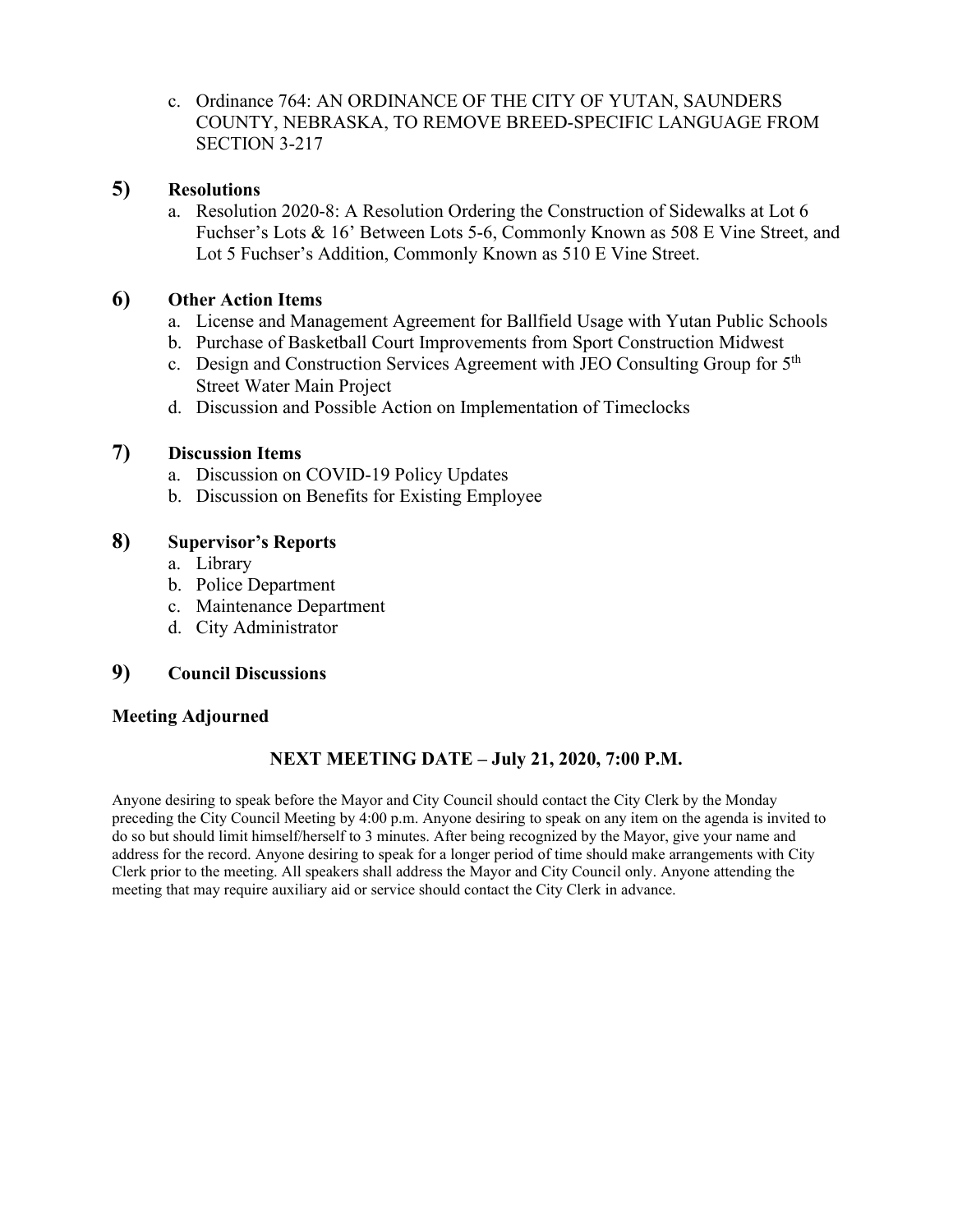c. Ordinance 764: AN ORDINANCE OF THE CITY OF YUTAN, SAUNDERS COUNTY, NEBRASKA, TO REMOVE BREED-SPECIFIC LANGUAGE FROM SECTION 3-217

## 5) Resolutions

a. Resolution 2020-8: A Resolution Ordering the Construction of Sidewalks at Lot 6 Fuchser's Lots & 16' Between Lots 5-6, Commonly Known as 508 E Vine Street, and Lot 5 Fuchser's Addition, Commonly Known as 510 E Vine Street.

## 6) Other Action Items

a. License and Management Agreement for Ballfield Usage with Yutan Public Schools
b. Purchase of Basketball Court Improvements from Sport Construction Midwest
c. Design and Construction Services Agreement with JEO Consulting Group for 5th Street Water Main Project
d. Discussion and Possible Action on Implementation of Timeclocks

## 7) Discussion Items

a. Discussion on COVID-19 Policy Updates
b. Discussion on Benefits for Existing Employee

## 8) Supervisor's Reports

a. Library
b. Police Department
c. Maintenance Department
d. City Administrator

## 9) Council Discussions

**Meeting Adjourned**

**NEXT MEETING DATE – July 21, 2020, 7:00 P.M.**

Anyone desiring to speak before the Mayor and City Council should contact the City Clerk by the Monday preceding the City Council Meeting by 4:00 p.m. Anyone desiring to speak on any item on the agenda is invited to do so but should limit himself/herself to 3 minutes. After being recognized by the Mayor, give your name and address for the record. Anyone desiring to speak for a longer period of time should make arrangements with City Clerk prior to the meeting. All speakers shall address the Mayor and City Council only. Anyone attending the meeting that may require auxiliary aid or service should contact the City Clerk in advance.